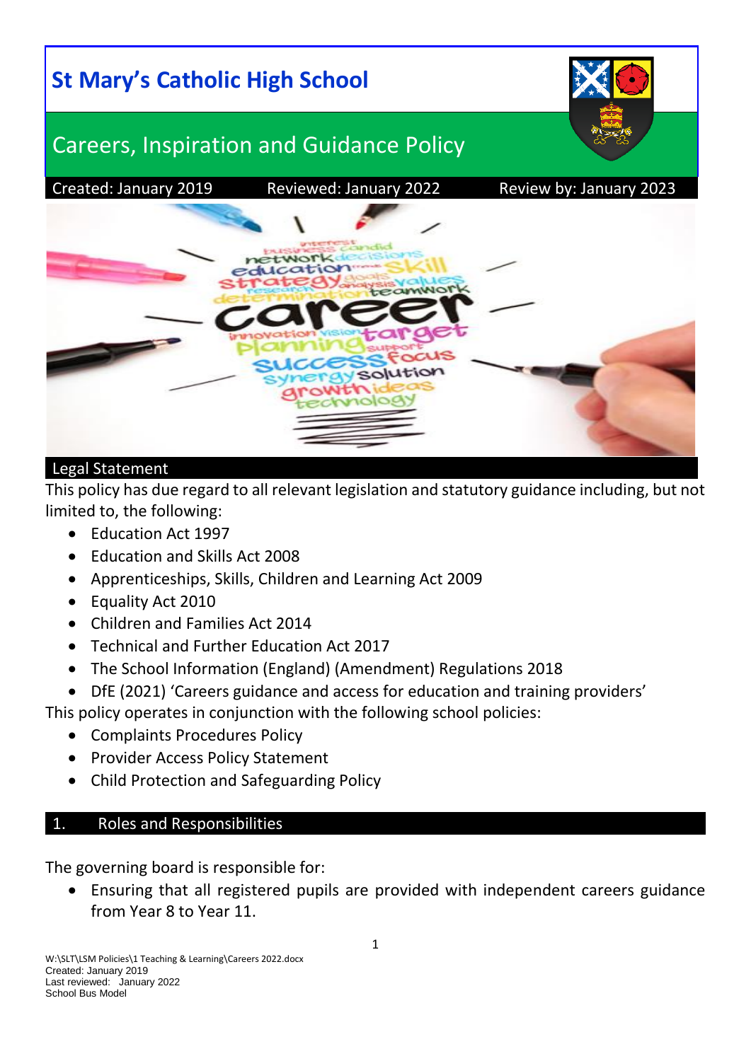# St Mary's Catholic High School

## Careers, Inspiration and Guidance Policy

Created: January 2019 Reviewed: January 2022 Review by: January 2023

## Legal Statement

This policy has due regard to all relevant legislation and statutory guidance including, but not limited to, the following:

- Education Act 1997
- Education and Skills Act 2008
- Apprenticeships, Skills, Children and Learning Act 2009
- Equality Act 2010
- Children and Families Act 2014
- Technical and Further Education Act 2017
- The School Information (England) (Amendment) Regulations 2018
- DfE (2021) 'Careers guidance and access for education and training providers'

This policy operates in conjunction with the following school policies:

- Complaints Procedures Policy
- Provider Access Policy Statement
- Child Protection and Safeguarding Policy

## 1. Roles and Responsibilities

The governing board is responsible for:

- Ensuring that all registered pupils are provided with independent careers guidance from Year 8 to Year 11.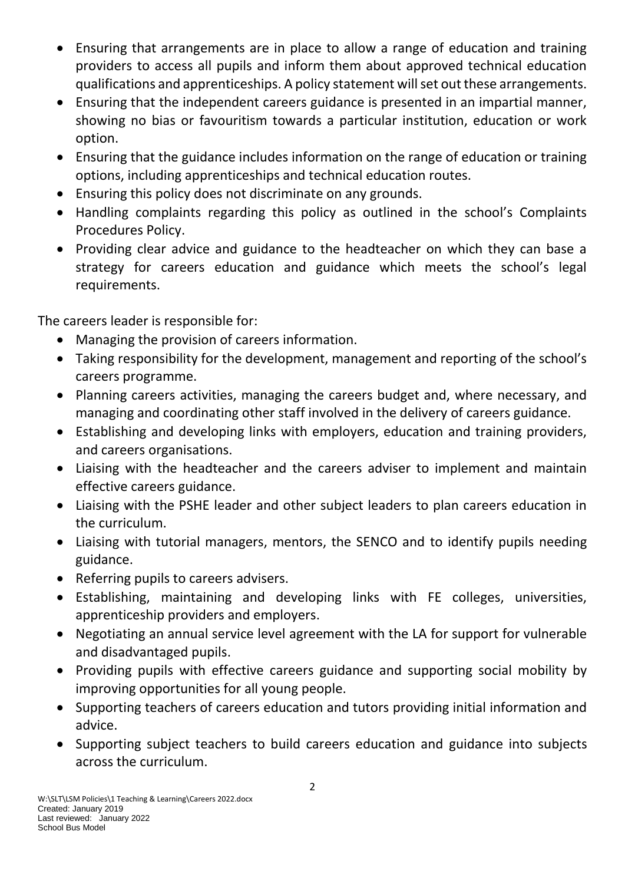- Ensuring that arrangements are in place to allow a range of education and training providers to access all pupils and inform them about approved technical education qualifications and apprenticeships. A policy statement will set out these arrangements.
- Ensuring that the independent careers guidance is presented in an impartial manner, showing no bias or favouritism towards a particular institution, education or work option.
- Ensuring that the guidance includes information on the range of education or training options, including apprenticeships and technical education routes.
- Ensuring this policy does not discriminate on any grounds.
- Handling complaints regarding this policy as outlined in the school's Complaints Procedures Policy.
- Providing clear advice and guidance to the headteacher on which they can base a strategy for careers education and guidance which meets the school's legal requirements.

The careers leader is responsible for:

- Managing the provision of careers information.
- Taking responsibility for the development, management and reporting of the school's careers programme.
- Planning careers activities, managing the careers budget and, where necessary, and managing and coordinating other staff involved in the delivery of careers guidance.
- Establishing and developing links with employers, education and training providers, and careers organisations.
- Liaising with the headteacher and the careers adviser to implement and maintain effective careers guidance.
- Liaising with the PSHE leader and other subject leaders to plan careers education in the curriculum.
- Liaising with tutorial managers, mentors, the SENCO and to identify pupils needing guidance.
- Referring pupils to careers advisers.
- Establishing, maintaining and developing links with FE colleges, universities, apprenticeship providers and employers.
- Negotiating an annual service level agreement with the LA for support for vulnerable and disadvantaged pupils.
- Providing pupils with effective careers guidance and supporting social mobility by improving opportunities for all young people.
- Supporting teachers of careers education and tutors providing initial information and advice.
- Supporting subject teachers to build careers education and guidance into subjects across the curriculum.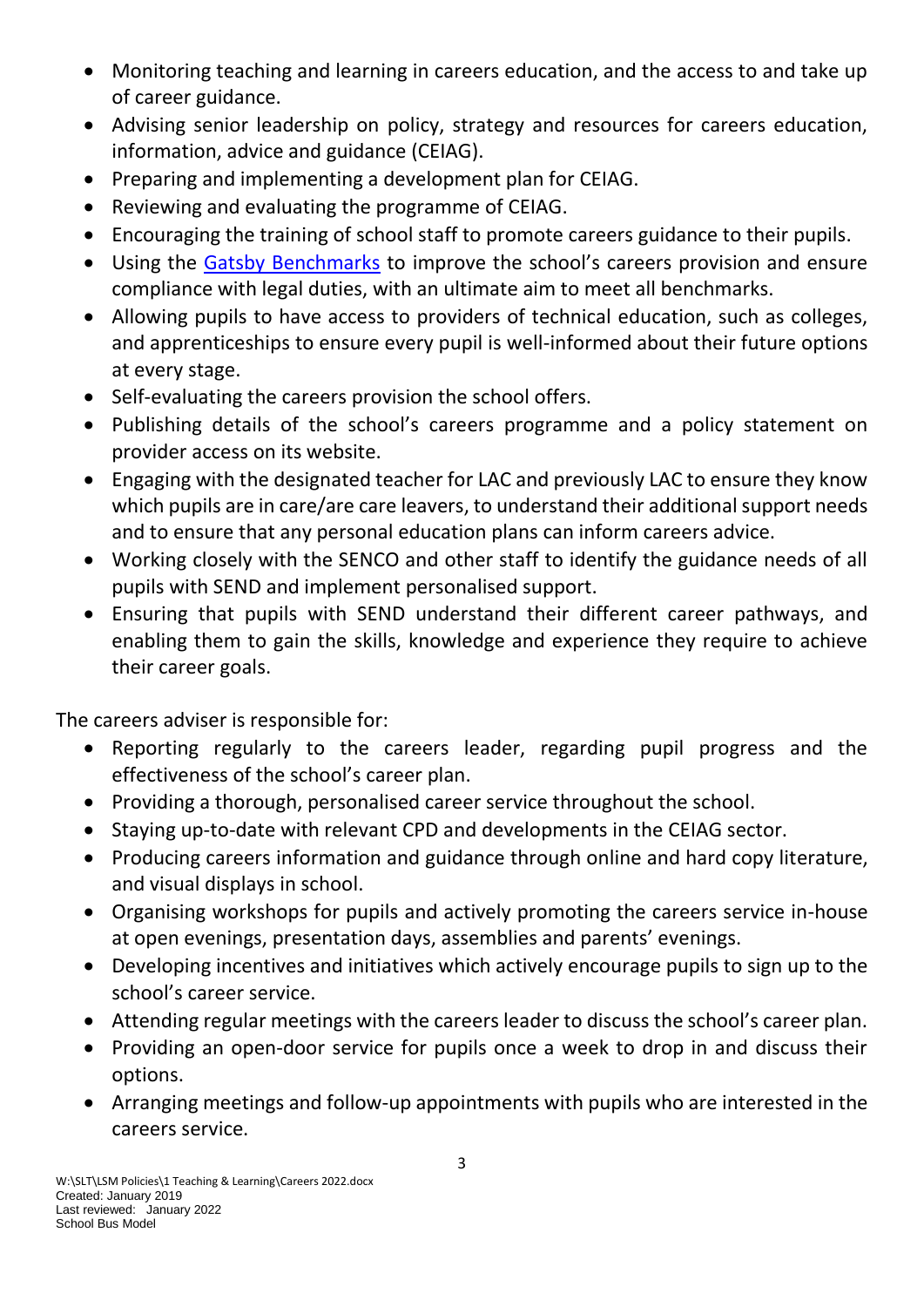- Monitoring teaching and learning in careers education, and the access to and take up of career guidance.
- Advising senior leadership on policy, strategy and resources for careers education, information, advice and guidance (CEIAG).
- Preparing and implementing a development plan for CEIAG.
- Reviewing and evaluating the programme of CEIAG.
- Encouraging the training of school staff to promote careers guidance to their pupils.
- Using the Gatsby Benchmarks to improve the school's careers provision and ensure compliance with legal duties, with an ultimate aim to meet all benchmarks.
- Allowing pupils to have access to providers of technical education, such as colleges, and apprenticeships to ensure every pupil is well-informed about their future options at every stage.
- Self-evaluating the careers provision the school offers.
- Publishing details of the school's careers programme and a policy statement on provider access on its website.
- Engaging with the designated teacher for LAC and previously LAC to ensure they know which pupils are in care/are care leavers, to understand their additional support needs and to ensure that any personal education plans can inform careers advice.
- Working closely with the SENCO and other staff to identify the guidance needs of all pupils with SEND and implement personalised support.
- Ensuring that pupils with SEND understand their different career pathways, and enabling them to gain the skills, knowledge and experience they require to achieve their career goals.

The careers adviser is responsible for:

- Reporting regularly to the careers leader, regarding pupil progress and the effectiveness of the school's career plan.
- Providing a thorough, personalised career service throughout the school.
- Staying up-to-date with relevant CPD and developments in the CEIAG sector.
- Producing careers information and guidance through online and hard copy literature, and visual displays in school.
- Organising workshops for pupils and actively promoting the careers service in-house at open evenings, presentation days, assemblies and parents' evenings.
- Developing incentives and initiatives which actively encourage pupils to sign up to the school's career service.
- Attending regular meetings with the careers leader to discuss the school's career plan.
- Providing an open-door service for pupils once a week to drop in and discuss their options.
- Arranging meetings and follow-up appointments with pupils who are interested in the careers service.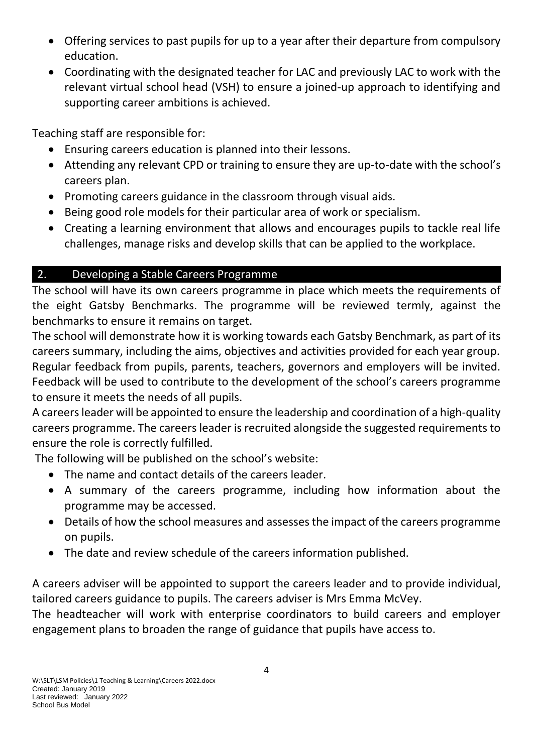- Offering services to past pupils for up to a year after their departure from compulsory education.
- Coordinating with the designated teacher for LAC and previously LAC to work with the relevant virtual school head (VSH) to ensure a joined-up approach to identifying and supporting career ambitions is achieved.

Teaching staff are responsible for:

- Ensuring careers education is planned into their lessons.
- Attending any relevant CPD or training to ensure they are up-to-date with the school's careers plan.
- Promoting careers guidance in the classroom through visual aids.
- Being good role models for their particular area of work or specialism.
- Creating a learning environment that allows and encourages pupils to tackle real life challenges, manage risks and develop skills that can be applied to the workplace.

## 2. Developing a Stable Careers Programme

The school will have its own careers programme in place which meets the requirements of the eight Gatsby Benchmarks. The programme will be reviewed termly, against the benchmarks to ensure it remains on target.

The school will demonstrate how it is working towards each Gatsby Benchmark, as part of its careers summary, including the aims, objectives and activities provided for each year group.

Regular feedback from pupils, parents, teachers, governors and employers will be invited. Feedback will be used to contribute to the development of the school's careers programme to ensure it meets the needs of all pupils.

A careers leader will be appointed to ensure the leadership and coordination of a high-quality careers programme. The careers leader is recruited alongside the suggested requirements to ensure the role is correctly fulfilled.

The following will be published on the school's website:

- The name and contact details of the careers leader.
- A summary of the careers programme, including how information about the programme may be accessed.
- Details of how the school measures and assesses the impact of the careers programme on pupils.
- The date and review schedule of the careers information published.

A careers adviser will be appointed to support the careers leader and to provide individual, tailored careers guidance to pupils. The careers adviser is Mrs Emma McVey.

The headteacher will work with enterprise coordinators to build careers and employer engagement plans to broaden the range of guidance that pupils have access to.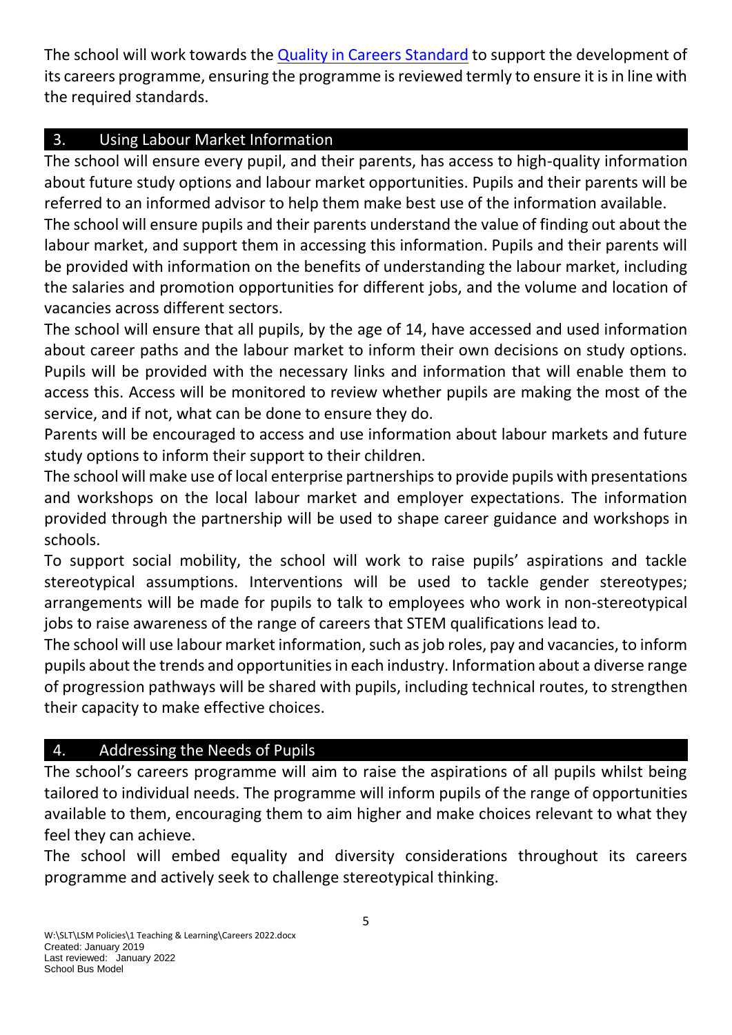The school will work towards the [Quality in Careers Standard](https://www.qualityincareers.org.uk/) to support the development of its careers programme, ensuring the programme is reviewed termly to ensure it is in line with the required standards.

## 3. Using Labour Market Information

The school will ensure every pupil, and their parents, has access to high-quality information about future study options and labour market opportunities. Pupils and their parents will be referred to an informed advisor to help them make best use of the information available.

The school will ensure pupils and their parents understand the value of finding out about the labour market, and support them in accessing this information. Pupils and their parents will be provided with information on the benefits of understanding the labour market, including the salaries and promotion opportunities for different jobs, and the volume and location of vacancies across different sectors.

The school will ensure that all pupils, by the age of 14, have accessed and used information about career paths and the labour market to inform their own decisions on study options. Pupils will be provided with the necessary links and information that will enable them to access this. Access will be monitored to review whether pupils are making the most of the service, and if not, what can be done to ensure they do.

Parents will be encouraged to access and use information about labour markets and future study options to inform their support to their children.

The school will make use of local enterprise partnerships to provide pupils with presentations and workshops on the local labour market and employer expectations. The information provided through the partnership will be used to shape career guidance and workshops in schools.

To support social mobility, the school will work to raise pupils' aspirations and tackle stereotypical assumptions. Interventions will be used to tackle gender stereotypes; arrangements will be made for pupils to talk to employees who work in non-stereotypical jobs to raise awareness of the range of careers that STEM qualifications lead to.

The school will use labour market information, such as job roles, pay and vacancies, to inform pupils about the trends and opportunities in each industry. Information about a diverse range of progression pathways will be shared with pupils, including technical routes, to strengthen their capacity to make effective choices.

## 4. Addressing the Needs of Pupils

The school's careers programme will aim to raise the aspirations of all pupils whilst being tailored to individual needs. The programme will inform pupils of the range of opportunities available to them, encouraging them to aim higher and make choices relevant to what they feel they can achieve.

The school will embed equality and diversity considerations throughout its careers programme and actively seek to challenge stereotypical thinking.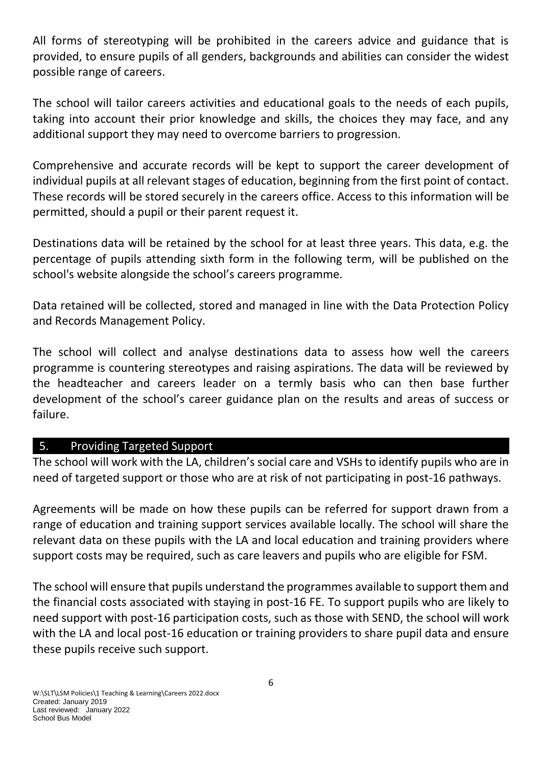All forms of stereotyping will be prohibited in the careers advice and guidance that is provided, to ensure pupils of all genders, backgrounds and abilities can consider the widest possible range of careers.

The school will tailor careers activities and educational goals to the needs of each pupils, taking into account their prior knowledge and skills, the choices they may face, and any additional support they may need to overcome barriers to progression.

Comprehensive and accurate records will be kept to support the career development of individual pupils at all relevant stages of education, beginning from the first point of contact. These records will be stored securely in the careers office. Access to this information will be permitted, should a pupil or their parent request it.

Destinations data will be retained by the school for at least three years. This data, e.g. the percentage of pupils attending sixth form in the following term, will be published on the school's website alongside the school's careers programme.

Data retained will be collected, stored and managed in line with the Data Protection Policy and Records Management Policy.

The school will collect and analyse destinations data to assess how well the careers programme is countering stereotypes and raising aspirations. The data will be reviewed by the headteacher and careers leader on a termly basis who can then base further development of the school's career guidance plan on the results and areas of success or failure.

## 5. Providing Targeted Support

The school will work with the LA, children's social care and VSHs to identify pupils who are in need of targeted support or those who are at risk of not participating in post-16 pathways.

Agreements will be made on how these pupils can be referred for support drawn from a range of education and training support services available locally. The school will share the relevant data on these pupils with the LA and local education and training providers where support costs may be required, such as care leavers and pupils who are eligible for FSM.

The school will ensure that pupils understand the programmes available to support them and the financial costs associated with staying in post-16 FE. To support pupils who are likely to need support with post-16 participation costs, such as those with SEND, the school will work with the LA and local post-16 education or training providers to share pupil data and ensure these pupils receive such support.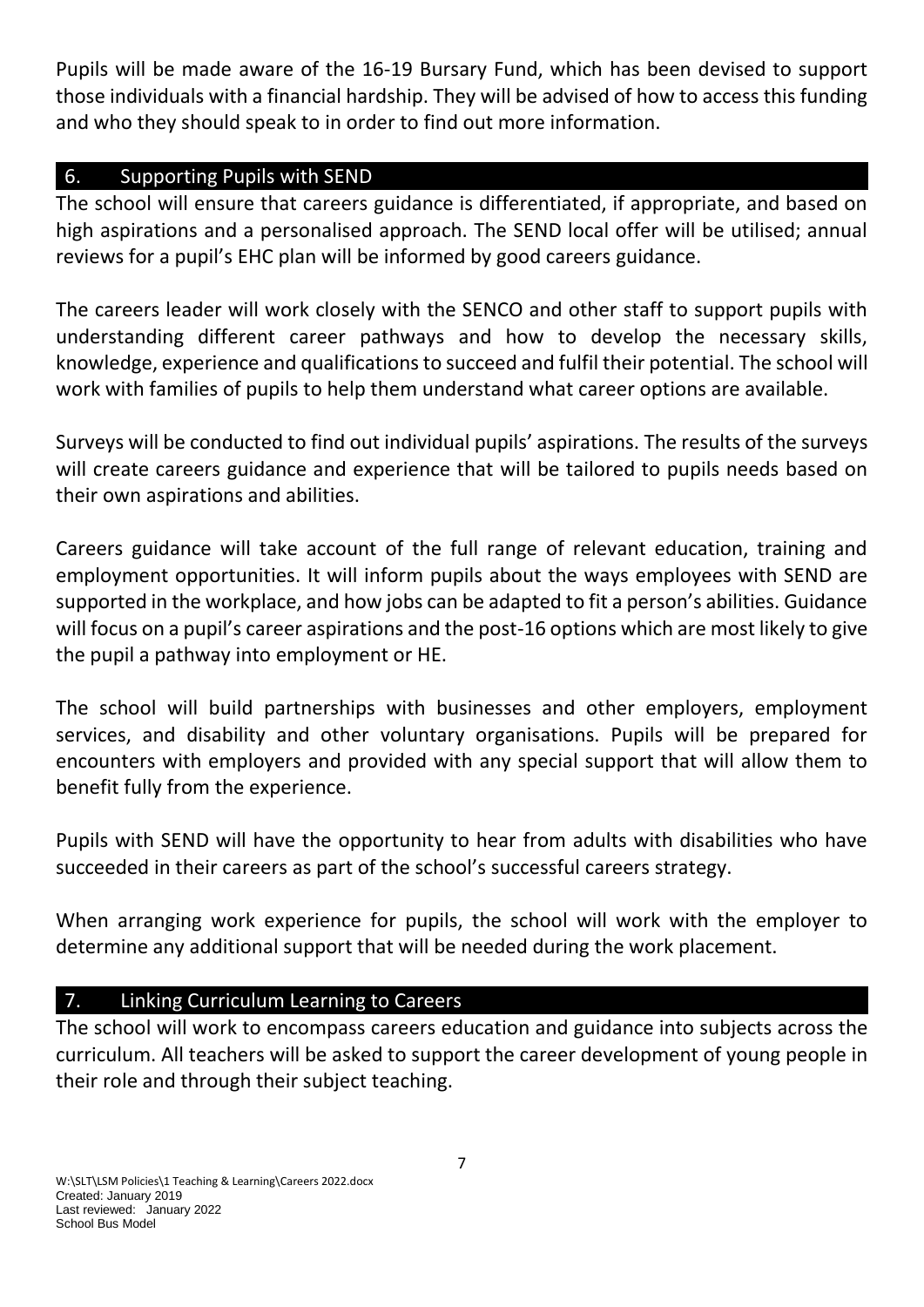Pupils will be made aware of the 16-19 Bursary Fund, which has been devised to support those individuals with a financial hardship. They will be advised of how to access this funding and who they should speak to in order to find out more information.

## 6. Supporting Pupils with SEND

The school will ensure that careers guidance is differentiated, if appropriate, and based on high aspirations and a personalised approach. The SEND local offer will be utilised; annual reviews for a pupil's EHC plan will be informed by good careers guidance.

The careers leader will work closely with the SENCO and other staff to support pupils with understanding different career pathways and how to develop the necessary skills, knowledge, experience and qualifications to succeed and fulfil their potential. The school will work with families of pupils to help them understand what career options are available.

Surveys will be conducted to find out individual pupils' aspirations. The results of the surveys will create careers guidance and experience that will be tailored to pupils needs based on their own aspirations and abilities.

Careers guidance will take account of the full range of relevant education, training and employment opportunities. It will inform pupils about the ways employees with SEND are supported in the workplace, and how jobs can be adapted to fit a person's abilities. Guidance will focus on a pupil's career aspirations and the post-16 options which are most likely to give the pupil a pathway into employment or HE.

The school will build partnerships with businesses and other employers, employment services, and disability and other voluntary organisations. Pupils will be prepared for encounters with employers and provided with any special support that will allow them to benefit fully from the experience.

Pupils with SEND will have the opportunity to hear from adults with disabilities who have succeeded in their careers as part of the school's successful careers strategy.

When arranging work experience for pupils, the school will work with the employer to determine any additional support that will be needed during the work placement.

## 7. Linking Curriculum Learning to Careers

The school will work to encompass careers education and guidance into subjects across the curriculum. All teachers will be asked to support the career development of young people in their role and through their subject teaching.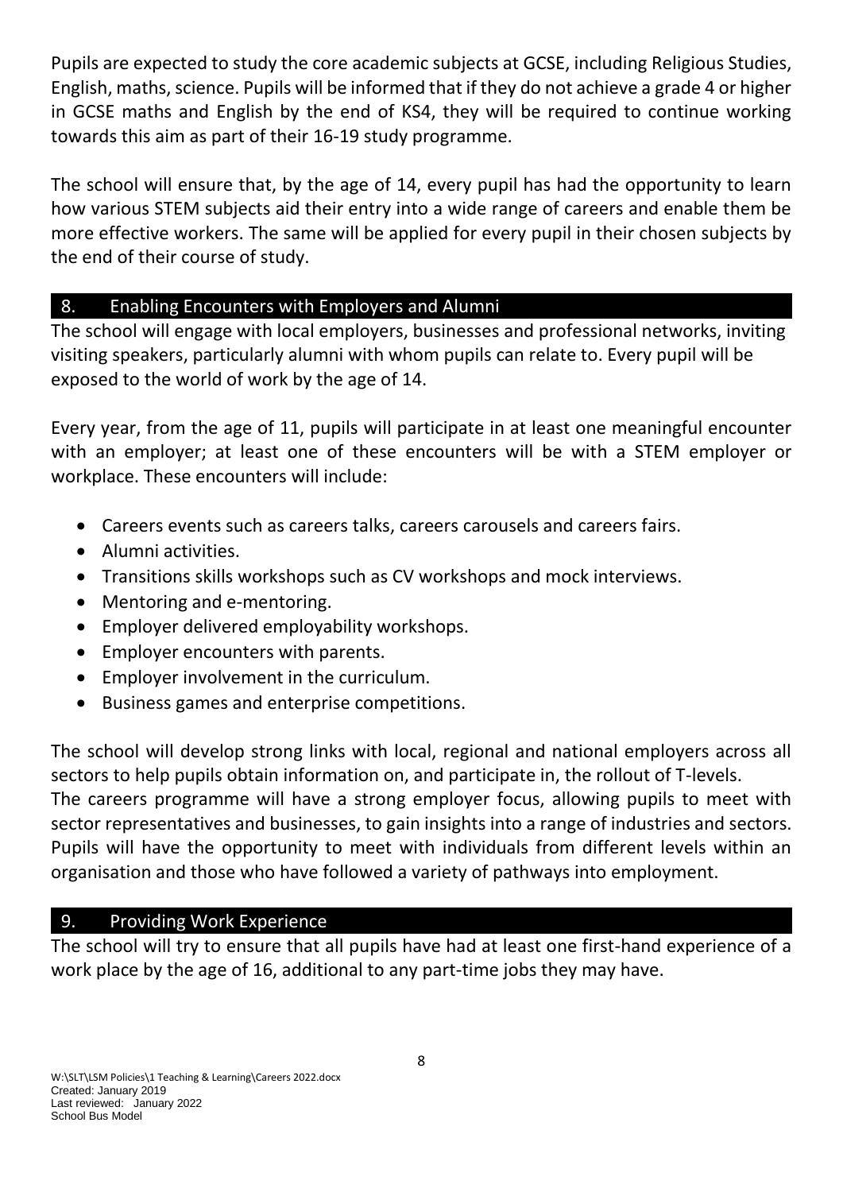Pupils are expected to study the core academic subjects at GCSE, including Religious Studies, English, maths, science. Pupils will be informed that if they do not achieve a grade 4 or higher in GCSE maths and English by the end of KS4, they will be required to continue working towards this aim as part of their 16-19 study programme.

The school will ensure that, by the age of 14, every pupil has had the opportunity to learn how various STEM subjects aid their entry into a wide range of careers and enable them be more effective workers. The same will be applied for every pupil in their chosen subjects by the end of their course of study.

## 8. Enabling Encounters with Employers and Alumni

The school will engage with local employers, businesses and professional networks, inviting visiting speakers, particularly alumni with whom pupils can relate to. Every pupil will be exposed to the world of work by the age of 14.

Every year, from the age of 11, pupils will participate in at least one meaningful encounter with an employer; at least one of these encounters will be with a STEM employer or workplace. These encounters will include:

- Careers events such as careers talks, careers carousels and careers fairs.
- Alumni activities.
- Transitions skills workshops such as CV workshops and mock interviews.
- Mentoring and e-mentoring.
- Employer delivered employability workshops.
- Employer encounters with parents.
- Employer involvement in the curriculum.
- Business games and enterprise competitions.

The school will develop strong links with local, regional and national employers across all sectors to help pupils obtain information on, and participate in, the rollout of T-levels.
The careers programme will have a strong employer focus, allowing pupils to meet with sector representatives and businesses, to gain insights into a range of industries and sectors. Pupils will have the opportunity to meet with individuals from different levels within an organisation and those who have followed a variety of pathways into employment.

## 9. Providing Work Experience

The school will try to ensure that all pupils have had at least one first-hand experience of a work place by the age of 16, additional to any part-time jobs they may have.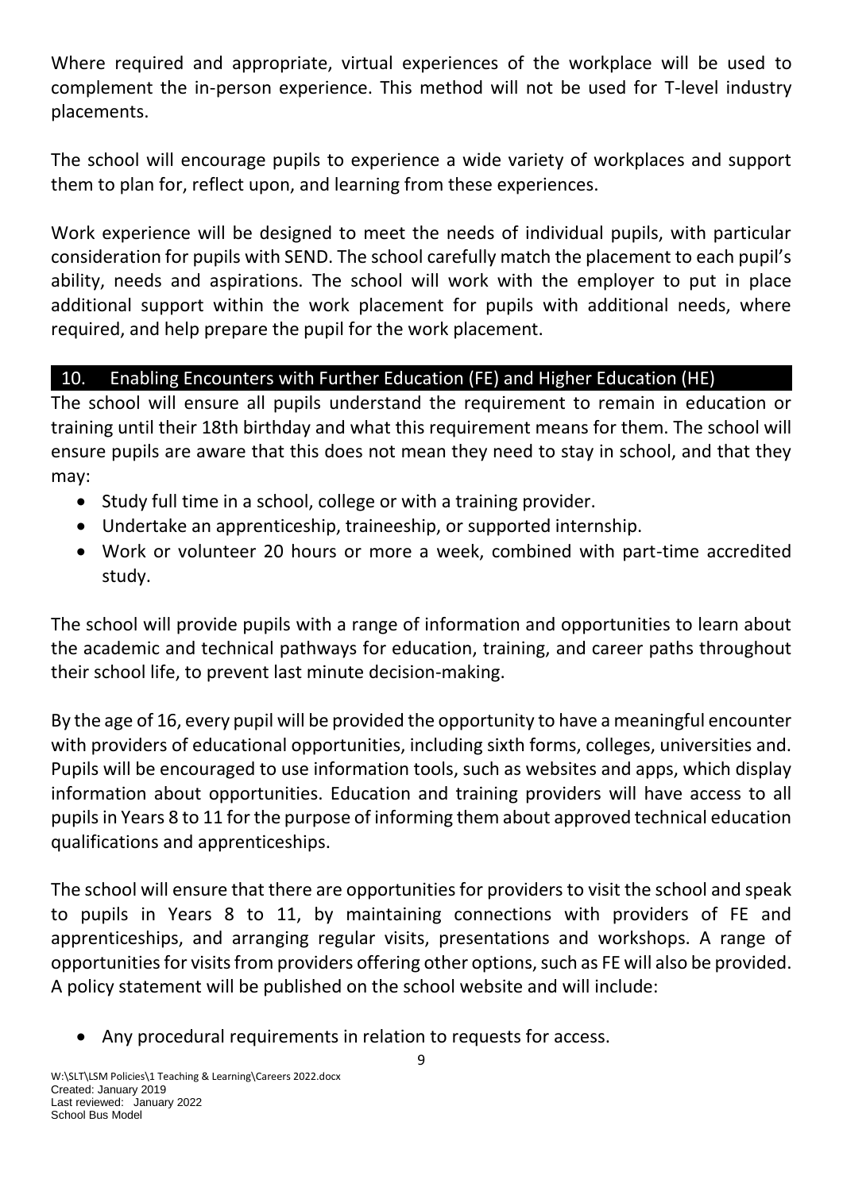Where required and appropriate, virtual experiences of the workplace will be used to complement the in-person experience. This method will not be used for T-level industry placements.

The school will encourage pupils to experience a wide variety of workplaces and support them to plan for, reflect upon, and learning from these experiences.

Work experience will be designed to meet the needs of individual pupils, with particular consideration for pupils with SEND. The school carefully match the placement to each pupil's ability, needs and aspirations. The school will work with the employer to put in place additional support within the work placement for pupils with additional needs, where required, and help prepare the pupil for the work placement.

## 10. Enabling Encounters with Further Education (FE) and Higher Education (HE)

The school will ensure all pupils understand the requirement to remain in education or training until their 18th birthday and what this requirement means for them. The school will ensure pupils are aware that this does not mean they need to stay in school, and that they may:

- Study full time in a school, college or with a training provider.
- Undertake an apprenticeship, traineeship, or supported internship.
- Work or volunteer 20 hours or more a week, combined with part-time accredited study.

The school will provide pupils with a range of information and opportunities to learn about the academic and technical pathways for education, training, and career paths throughout their school life, to prevent last minute decision-making.

By the age of 16, every pupil will be provided the opportunity to have a meaningful encounter with providers of educational opportunities, including sixth forms, colleges, universities and. Pupils will be encouraged to use information tools, such as websites and apps, which display information about opportunities. Education and training providers will have access to all pupils in Years 8 to 11 for the purpose of informing them about approved technical education qualifications and apprenticeships.

The school will ensure that there are opportunities for providers to visit the school and speak to pupils in Years 8 to 11, by maintaining connections with providers of FE and apprenticeships, and arranging regular visits, presentations and workshops. A range of opportunities for visits from providers offering other options, such as FE will also be provided. A policy statement will be published on the school website and will include:

- Any procedural requirements in relation to requests for access.

W:\SLT\LSM Policies\1 Teaching & Learning\Careers 2022.docx
Created: January 2019
Last reviewed: January 2022
School Bus Model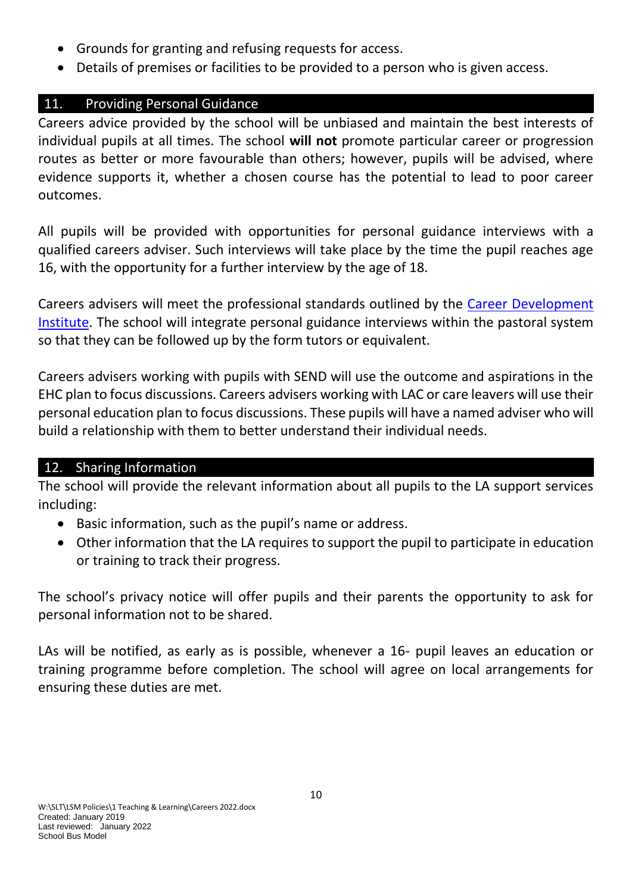- Grounds for granting and refusing requests for access.
- Details of premises or facilities to be provided to a person who is given access.

## 11. Providing Personal Guidance

Careers advice provided by the school will be unbiased and maintain the best interests of individual pupils at all times. The school **will not** promote particular career or progression routes as better or more favourable than others; however, pupils will be advised, where evidence supports it, whether a chosen course has the potential to lead to poor career outcomes.

All pupils will be provided with opportunities for personal guidance interviews with a qualified careers adviser. Such interviews will take place by the time the pupil reaches age 16, with the opportunity for a further interview by the age of 18.

Careers advisers will meet the professional standards outlined by the Career Development Institute. The school will integrate personal guidance interviews within the pastoral system so that they can be followed up by the form tutors or equivalent.

Careers advisers working with pupils with SEND will use the outcome and aspirations in the EHC plan to focus discussions. Careers advisers working with LAC or care leavers will use their personal education plan to focus discussions. These pupils will have a named adviser who will build a relationship with them to better understand their individual needs.

## 12. Sharing Information

The school will provide the relevant information about all pupils to the LA support services including:

- Basic information, such as the pupil's name or address.
- Other information that the LA requires to support the pupil to participate in education or training to track their progress.

The school's privacy notice will offer pupils and their parents the opportunity to ask for personal information not to be shared.

LAs will be notified, as early as is possible, whenever a 16- pupil leaves an education or training programme before completion. The school will agree on local arrangements for ensuring these duties are met.